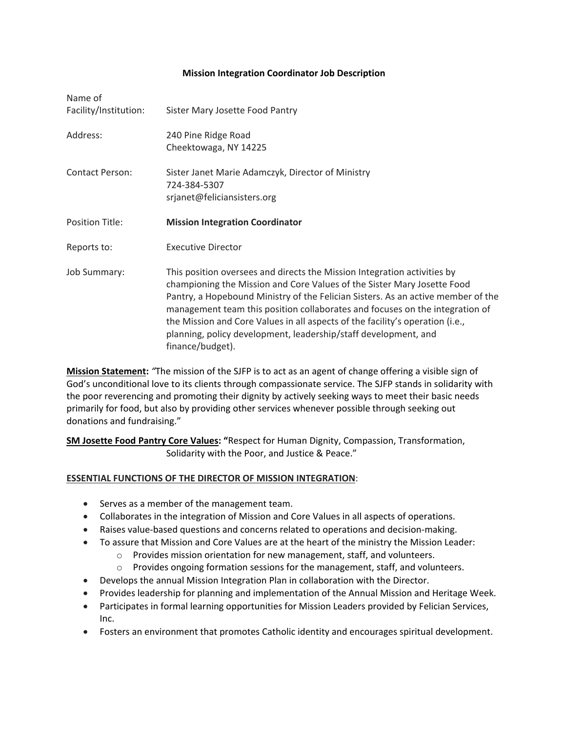# Mission Integration Coordinator Job Description

| | |
|---|---|
| Name of Facility/Institution: | Sister Mary Josette Food Pantry |
| Address: | 240 Pine Ridge Road<br>Cheektowaga, NY 14225 |
| Contact Person: | Sister Janet Marie Adamczyk, Director of Ministry<br>724-384-5307<br>srjanet@feliciansisters.org |
| Position Title: | **Mission Integration Coordinator** |
| Reports to: | Executive Director |
| Job Summary: | This position oversees and directs the Mission Integration activities by championing the Mission and Core Values of the Sister Mary Josette Food Pantry, a Hopebound Ministry of the Felician Sisters. As an active member of the management team this position collaborates and focuses on the integration of the Mission and Core Values in all aspects of the facility's operation (i.e., planning, policy development, leadership/staff development, and finance/budget). |

**Mission Statement:** *"*The mission of the SJFP is to act as an agent of change offering a visible sign of God's unconditional love to its clients through compassionate service. The SJFP stands in solidarity with the poor reverencing and promoting their dignity by actively seeking ways to meet their basic needs primarily for food, but also by providing other services whenever possible through seeking out donations and fundraising."

**SM Josette Food Pantry Core Values: "**Respect for Human Dignity, Compassion, Transformation, Solidarity with the Poor, and Justice & Peace."

**ESSENTIAL FUNCTIONS OF THE DIRECTOR OF MISSION INTEGRATION**:

- Serves as a member of the management team.
- Collaborates in the integration of Mission and Core Values in all aspects of operations.
- Raises value-based questions and concerns related to operations and decision-making.
- To assure that Mission and Core Values are at the heart of the ministry the Mission Leader:
  - Provides mission orientation for new management, staff, and volunteers.
  - Provides ongoing formation sessions for the management, staff, and volunteers.
- Develops the annual Mission Integration Plan in collaboration with the Director.
- Provides leadership for planning and implementation of the Annual Mission and Heritage Week.
- Participates in formal learning opportunities for Mission Leaders provided by Felician Services, Inc.
- Fosters an environment that promotes Catholic identity and encourages spiritual development.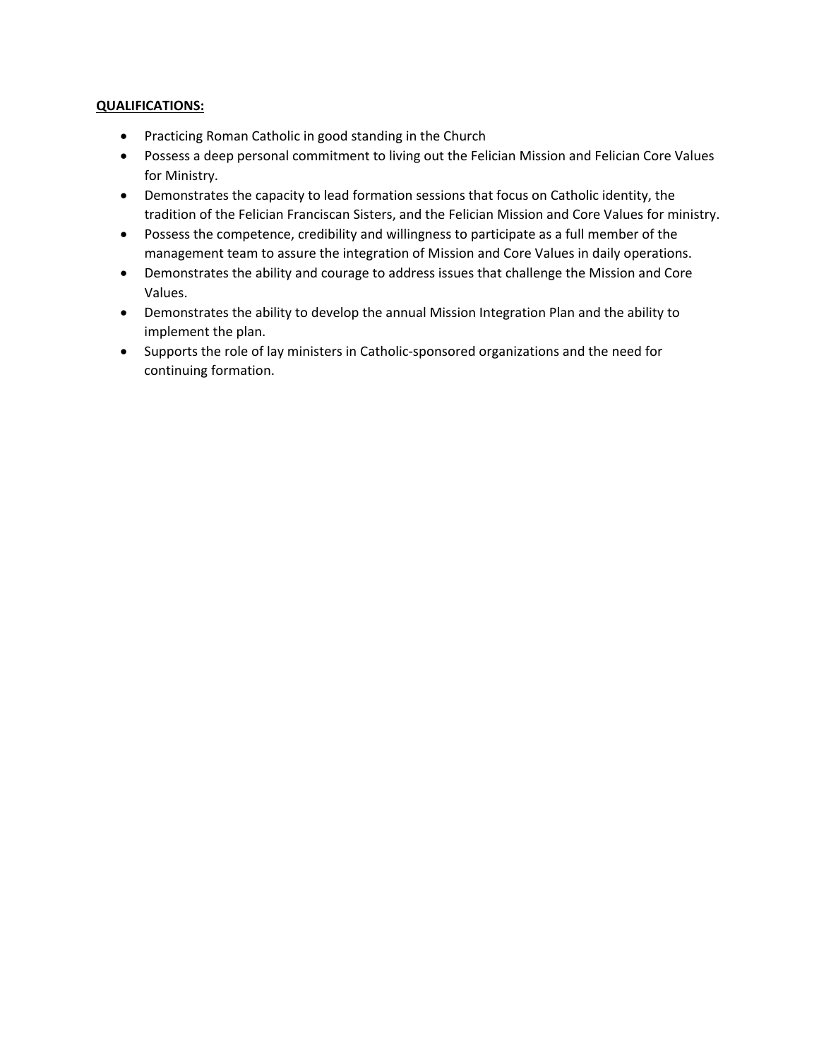**QUALIFICATIONS:**

- Practicing Roman Catholic in good standing in the Church
- Possess a deep personal commitment to living out the Felician Mission and Felician Core Values for Ministry.
- Demonstrates the capacity to lead formation sessions that focus on Catholic identity, the tradition of the Felician Franciscan Sisters, and the Felician Mission and Core Values for ministry.
- Possess the competence, credibility and willingness to participate as a full member of the management team to assure the integration of Mission and Core Values in daily operations.
- Demonstrates the ability and courage to address issues that challenge the Mission and Core Values.
- Demonstrates the ability to develop the annual Mission Integration Plan and the ability to implement the plan.
- Supports the role of lay ministers in Catholic-sponsored organizations and the need for continuing formation.